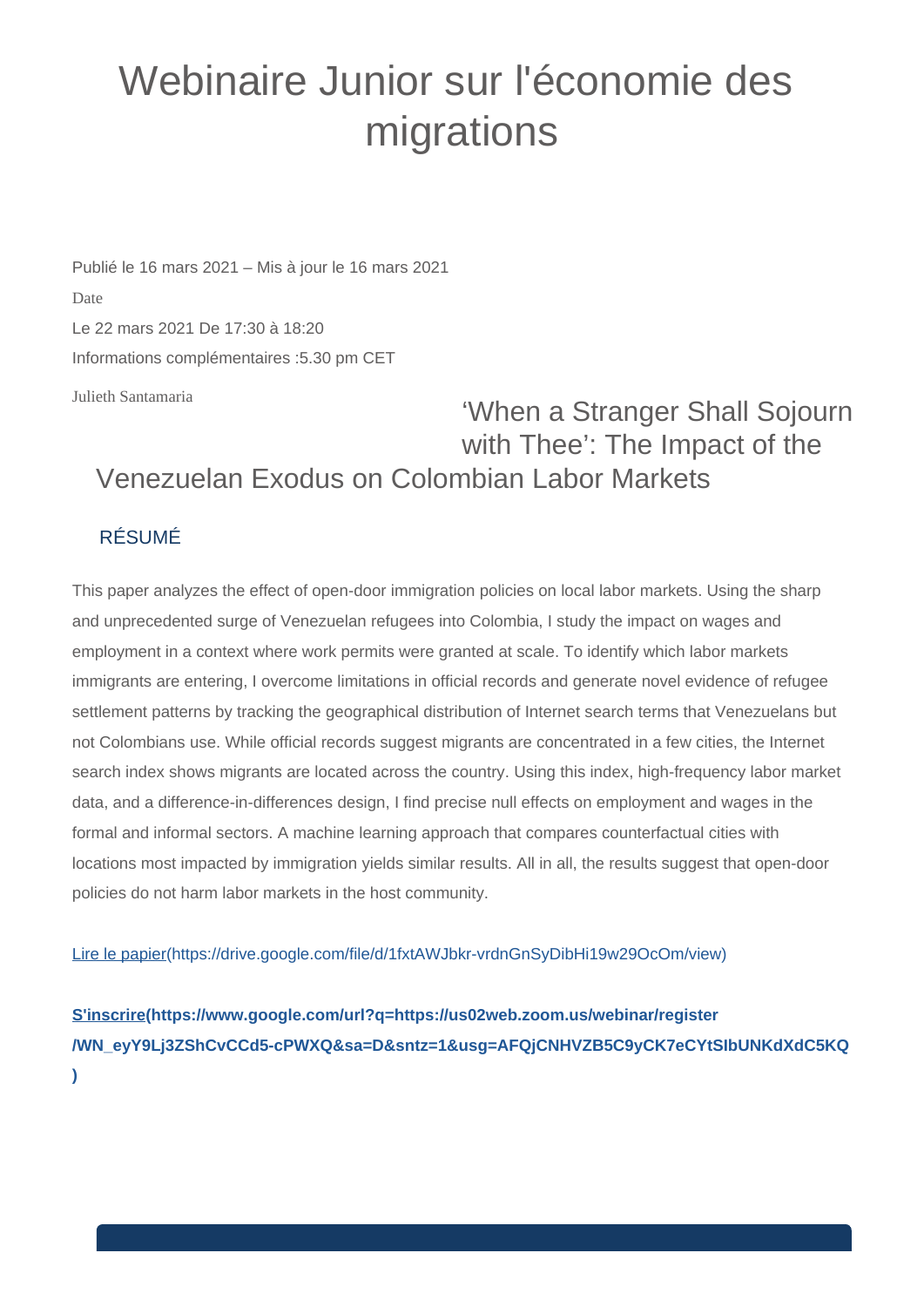# Webinaire Junior sur l'économie des migrations

Publié le 16 mars 2021 – Mis à jour le 16 mars 2021

Date

Le 22 mars 2021 De 17:30 à 18:20

Informations complémentaires :5.30 pm CET

Julieth Santamaria

## ‘When a Stranger Shall Sojourn with Thee’: The Impact of the Venezuelan Exodus on Colombian Labor Markets

### RÉSUMÉ

This paper analyzes the effect of open-door immigration policies on local labor markets. Using the sharp and unprecedented surge of Venezuelan refugees into Colombia, I study the impact on wages and employment in a context where work permits were granted at scale. To identify which labor markets immigrants are entering, I overcome limitations in official records and generate novel evidence of refugee settlement patterns by tracking the geographical distribution of Internet search terms that Venezuelans but not Colombians use. While official records suggest migrants are concentrated in a few cities, the Internet search index shows migrants are located across the country. Using this index, high-frequency labor market data, and a difference-in-differences design, I find precise null effects on employment and wages in the formal and informal sectors. A machine learning approach that compares counterfactual cities with locations most impacted by immigration yields similar results. All in all, the results suggest that open-door policies do not harm labor markets in the host community.

[Lire le papier](https://drive.google.com/file/d/1fxtAWJbkr-vrdnGnSyDibHi19w29OcOm/view)(https://drive.google.com/file/d/1fxtAWJbkr-vrdnGnSyDibHi19w29OcOm/view)

**[S'inscrire](https://www.google.com/url?q=https://us02web.zoom.us/webinar/register/WN_eyY9Lj3ZShCvCCd5-cPWXQ&sa=D&sntz=1&usg=AFQjCNHVZB5C9yCK7eCYtSIbUNKdXdC5KQ)(https://www.google.com/url?q=https://us02web.zoom.us/webinar/register/WN_eyY9Lj3ZShCvCCd5-cPWXQ&sa=D&sntz=1&usg=AFQjCNHVZB5C9yCK7eCYtSIbUNKdXdC5KQ)**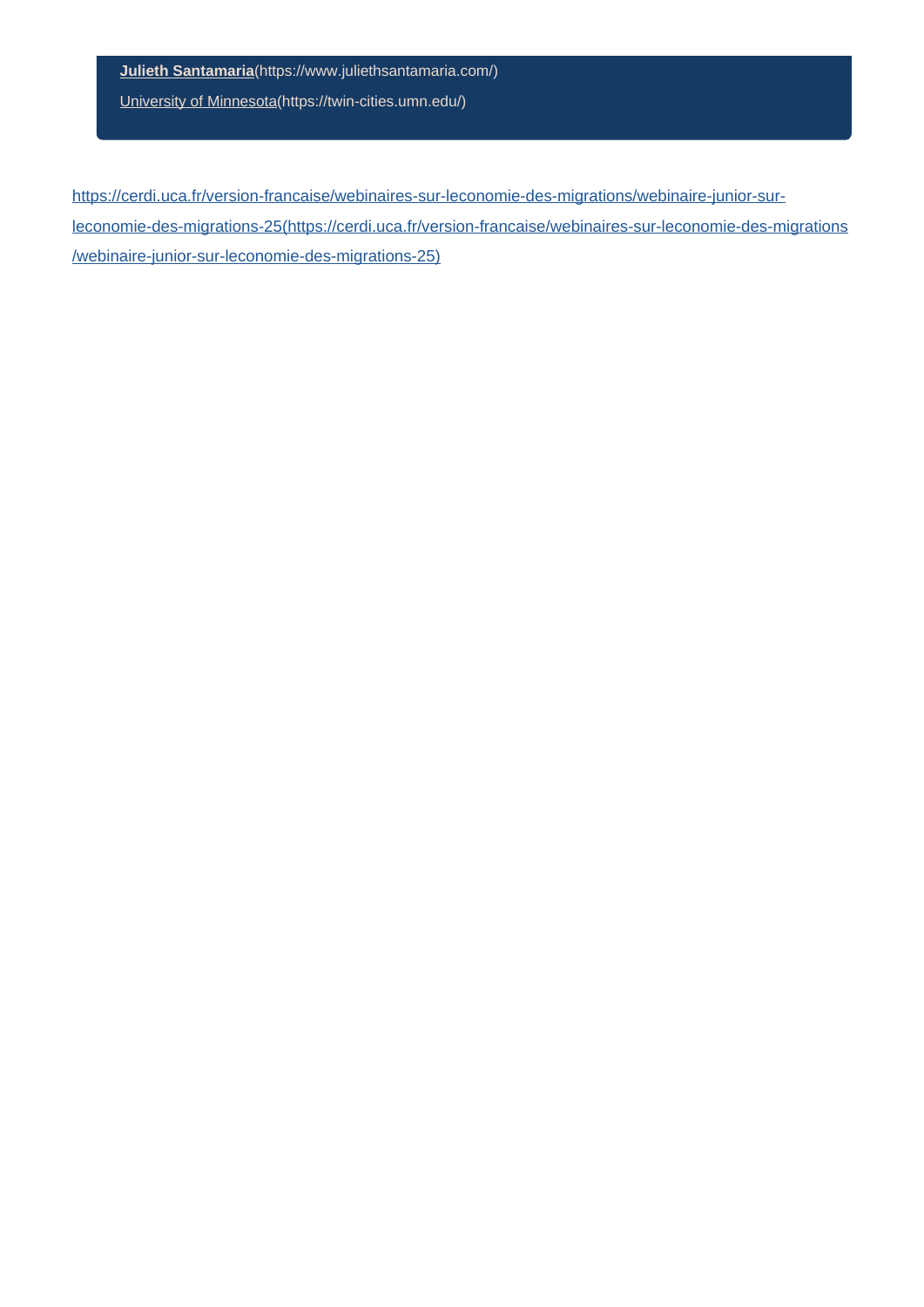**Julieth Santamaria**(https://www.juliethsantamaria.com/)

University of Minnesota(https://twin-cities.umn.edu/)

https://cerdi.uca.fr/version-francaise/webinaires-sur-leconomie-des-migrations/webinaire-junior-sur-leconomie-des-migrations-25(https://cerdi.uca.fr/version-francaise/webinaires-sur-leconomie-des-migrations/webinaire-junior-sur-leconomie-des-migrations-25)